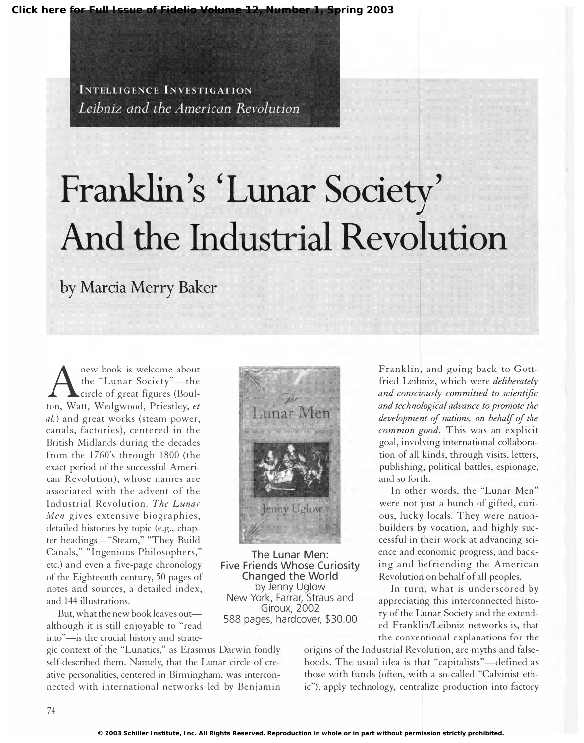INTELLIGENCE INVESTIGATION

*Leibniz and the American Revolution*

# Franklin's 'Lunar Society' And the Industrial Revolution

by Marcia Merry Baker

A new book is welcome about the "Lunar Society"—the circle of great figures (Boulton, Watt, Wedgwood, Priestley, *et al.*) and great works (steam power, canals, factories), centered in the British Midlands during the decades from the 1760's through 1800 (the exact period of the successful American Revolution), whose names are associated with the advent of the Industrial Revolution. *The Lunar Men* gives extensive biographies, detailed histories by topic (e.g., chapter headings—"Steam," "They Build Canals," "Ingenious Philosophers," etc.) and even a five-page chronology of the Eighteenth century, 50 pages of notes and sources, a detailed index, and 144 illustrations.

The Lunar Men:
Five Friends Whose Curiosity Changed the World
by Jenny Uglow
New York, Farrar, Straus and Giroux, 2002
588 pages, hardcover, $30.00

But, what the new book leaves out—although it is still enjoyable to "read into"—is the crucial history and strategic context of the "Lunatics," as Erasmus Darwin fondly self-described them. Namely, that the Lunar circle of creative personalities, centered in Birmingham, was interconnected with international networks led by Benjamin Franklin, and going back to Gottfried Leibniz, which were *deliberately and consciously committed to scientific and technological advance to promote the development of nations, on behalf of the common good.* This was an explicit goal, involving international collaboration of all kinds, through visits, letters, publishing, political battles, espionage, and so forth.

In other words, the "Lunar Men" were not just a bunch of gifted, curious, lucky locals. They were nation-builders by vocation, and highly successful in their work at advancing science and economic progress, and backing and befriending the American Revolution on behalf of all peoples.

In turn, what is underscored by appreciating this interconnected history of the Lunar Society and the extended Franklin/Leibniz networks is, that the conventional explanations for the origins of the Industrial Revolution, are myths and falsehoods. The usual idea is that "capitalists"—defined as those with funds (often, with a so-called "Calvinist ethic"), apply technology, centralize production into factory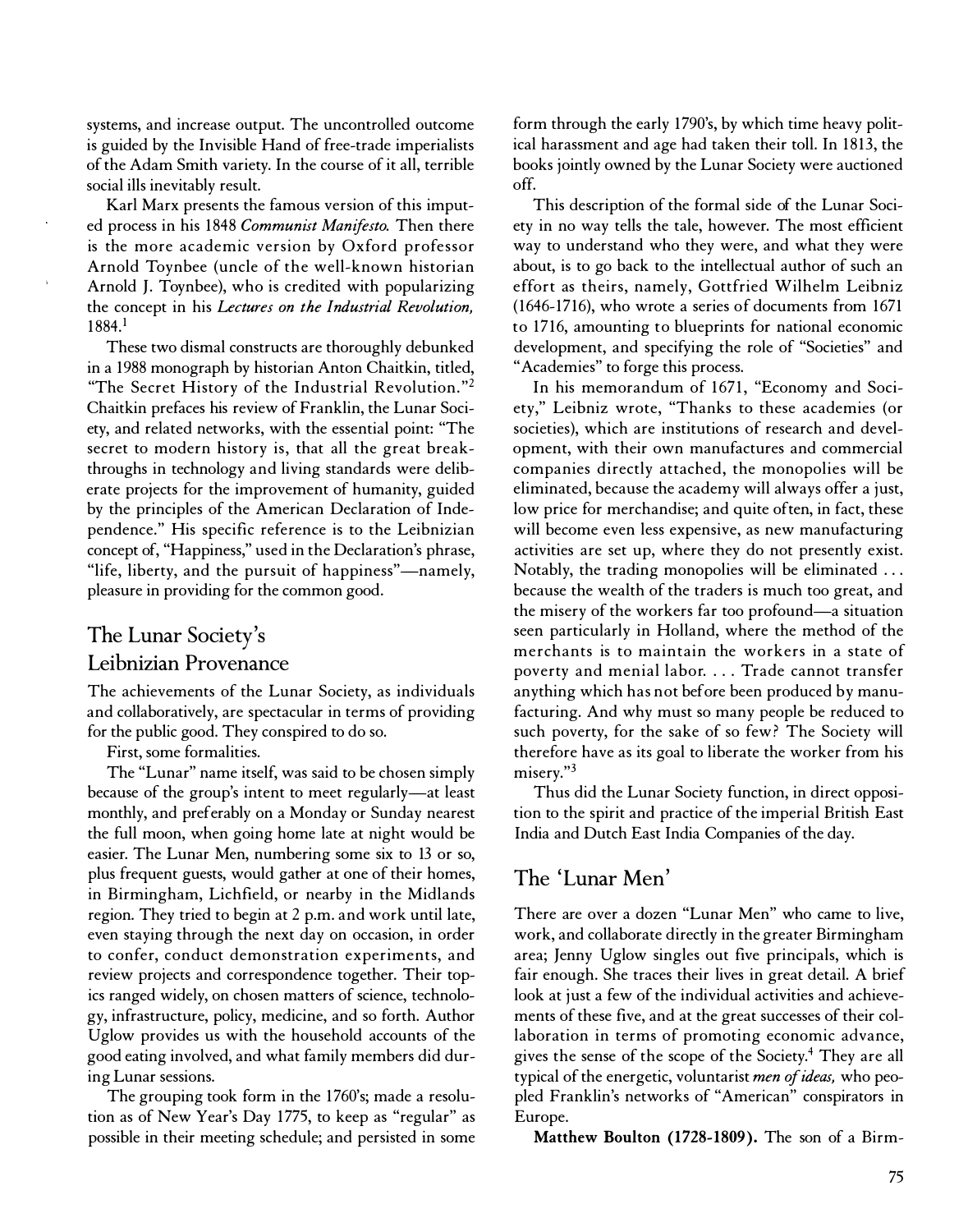systems, and increase output. The uncontrolled outcome is guided by the Invisible Hand of free-trade imperialists of the Adam Smith variety. In the course of it all, terrible social ills inevitably result.

Karl Marx presents the famous version of this imputed process in his 1848 *Communist Manifesto.* Then there is the more academic version by Oxford professor Arnold Toynbee (uncle of the well-known historian Arnold J. Toynbee), who is credited with popularizing the concept in his *Lectures on the Industrial Revolution,* 1884.[1]

These two dismal constructs are thoroughly debunked in a 1988 monograph by historian Anton Chaitkin, titled, "The Secret History of the Industrial Revolution."[2] Chaitkin prefaces his review of Franklin, the Lunar Society, and related networks, with the essential point: "The secret to modern history is, that all the great breakthroughs in technology and living standards were deliberate projects for the improvement of humanity, guided by the principles of the American Declaration of Independence." His specific reference is to the Leibnizian concept of, "Happiness," used in the Declaration's phrase, "life, liberty, and the pursuit of happiness"—namely, pleasure in providing for the common good.

## The Lunar Society's Leibnizian Provenance

The achievements of the Lunar Society, as individuals and collaboratively, are spectacular in terms of providing for the public good. They conspired to do so.

First, some formalities.

The "Lunar" name itself, was said to be chosen simply because of the group's intent to meet regularly—at least monthly, and preferably on a Monday or Sunday nearest the full moon, when going home late at night would be easier. The Lunar Men, numbering some six to 13 or so, plus frequent guests, would gather at one of their homes, in Birmingham, Lichfield, or nearby in the Midlands region. They tried to begin at 2 p.m. and work until late, even staying through the next day on occasion, in order to confer, conduct demonstration experiments, and review projects and correspondence together. Their topics ranged widely, on chosen matters of science, technology, infrastructure, policy, medicine, and so forth. Author Uglow provides us with the household accounts of the good eating involved, and what family members did during Lunar sessions.

The grouping took form in the 1760's; made a resolution as of New Year's Day 1775, to keep as "regular" as possible in their meeting schedule; and persisted in some form through the early 1790's, by which time heavy political harassment and age had taken their toll. In 1813, the books jointly owned by the Lunar Society were auctioned off.

This description of the formal side of the Lunar Society in no way tells the tale, however. The most efficient way to understand who they were, and what they were about, is to go back to the intellectual author of such an effort as theirs, namely, Gottfried Wilhelm Leibniz (1646-1716), who wrote a series of documents from 1671 to 1716, amounting to blueprints for national economic development, and specifying the role of "Societies" and "Academies" to forge this process.

In his memorandum of 1671, "Economy and Society," Leibniz wrote, "Thanks to these academies (or societies), which are institutions of research and development, with their own manufactures and commercial companies directly attached, the monopolies will be eliminated, because the academy will always offer a just, low price for merchandise; and quite often, in fact, these will become even less expensive, as new manufacturing activities are set up, where they do not presently exist. Notably, the trading monopolies will be eliminated . . . because the wealth of the traders is much too great, and the misery of the workers far too profound—a situation seen particularly in Holland, where the method of the merchants is to maintain the workers in a state of poverty and menial labor. . . . Trade cannot transfer anything which has not before been produced by manufacturing. And why must so many people be reduced to such poverty, for the sake of so few? The Society will therefore have as its goal to liberate the worker from his misery."[3]

Thus did the Lunar Society function, in direct opposition to the spirit and practice of the imperial British East India and Dutch East India Companies of the day.

## The 'Lunar Men'

There are over a dozen "Lunar Men" who came to live, work, and collaborate directly in the greater Birmingham area; Jenny Uglow singles out five principals, which is fair enough. She traces their lives in great detail. A brief look at just a few of the individual activities and achievements of these five, and at the great successes of their collaboration in terms of promoting economic advance, gives the sense of the scope of the Society.[4] They are all typical of the energetic, voluntarist *men of ideas,* who peopled Franklin's networks of "American" conspirators in Europe.

**Matthew Boulton (1728-1809).** The son of a Birm-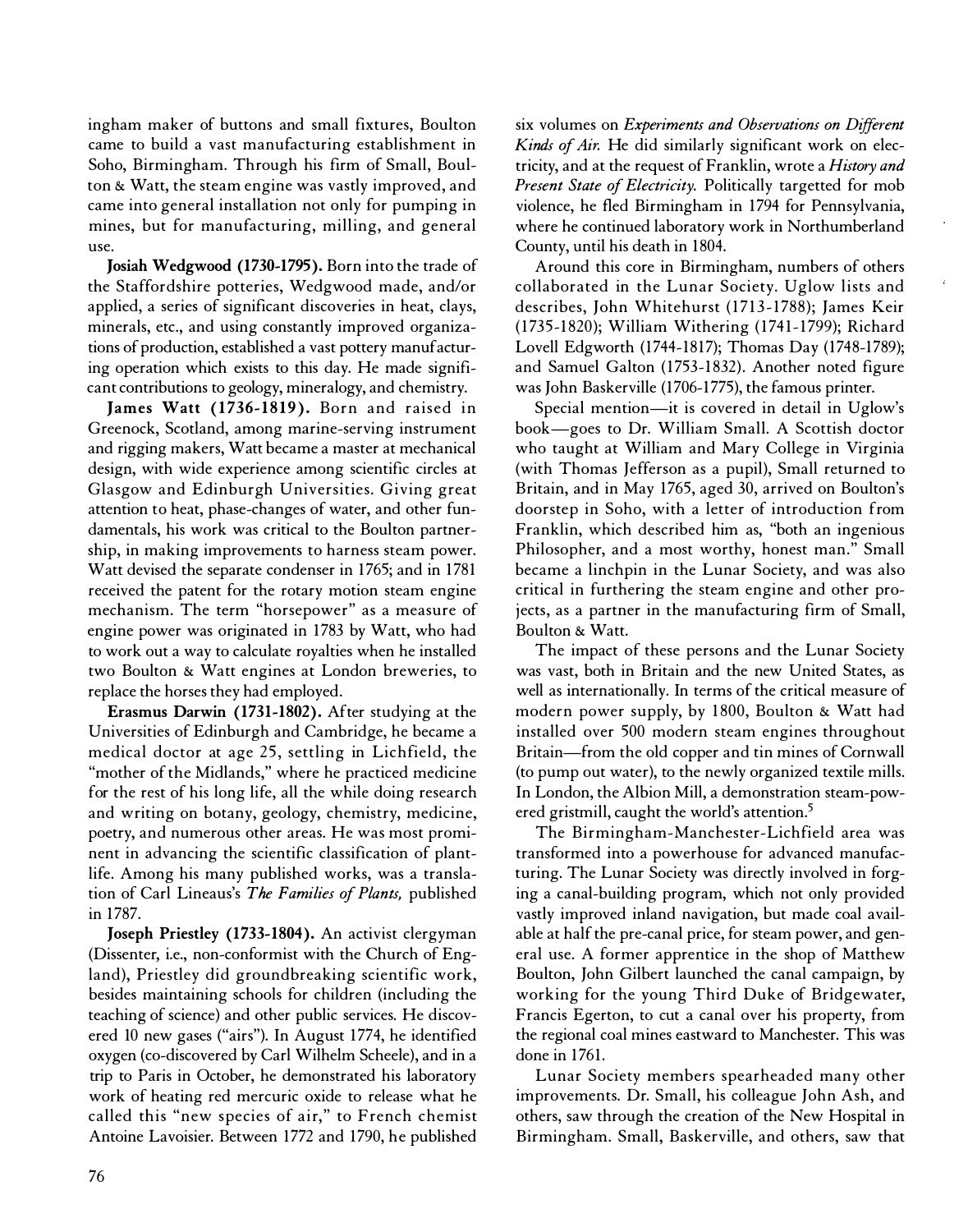ingham maker of buttons and small fixtures, Boulton came to build a vast manufacturing establishment in Soho, Birmingham. Through his firm of Small, Boulton & Watt, the steam engine was vastly improved, and came into general installation not only for pumping in mines, but for manufacturing, milling, and general use.

**Josiah Wedgwood (1730-1795).** Born into the trade of the Staffordshire potteries, Wedgwood made, and/or applied, a series of significant discoveries in heat, clays, minerals, etc., and using constantly improved organizations of production, established a vast pottery manufacturing operation which exists to this day. He made significant contributions to geology, mineralogy, and chemistry.

**James Watt (1736-1819).** Born and raised in Greenock, Scotland, among marine-serving instrument and rigging makers, Watt became a master at mechanical design, with wide experience among scientific circles at Glasgow and Edinburgh Universities. Giving great attention to heat, phase-changes of water, and other fundamentals, his work was critical to the Boulton partnership, in making improvements to harness steam power. Watt devised the separate condenser in 1765; and in 1781 received the patent for the rotary motion steam engine mechanism. The term "horsepower" as a measure of engine power was originated in 1783 by Watt, who had to work out a way to calculate royalties when he installed two Boulton & Watt engines at London breweries, to replace the horses they had employed.

**Erasmus Darwin (1731-1802).** After studying at the Universities of Edinburgh and Cambridge, he became a medical doctor at age 25, settling in Lichfield, the "mother of the Midlands," where he practiced medicine for the rest of his long life, all the while doing research and writing on botany, geology, chemistry, medicine, poetry, and numerous other areas. He was most prominent in advancing the scientific classification of plantlife. Among his many published works, was a translation of Carl Lineaus's *The Families of Plants,* published in 1787.

**Joseph Priestley (1733-1804).** An activist clergyman (Dissenter, i.e., non-conformist with the Church of England), Priestley did groundbreaking scientific work, besides maintaining schools for children (including the teaching of science) and other public services. He discovered 10 new gases ("airs"). In August 1774, he identified oxygen (co-discovered by Carl Wilhelm Scheele), and in a trip to Paris in October, he demonstrated his laboratory work of heating red mercuric oxide to release what he called this "new species of air," to French chemist Antoine Lavoisier. Between 1772 and 1790, he published six volumes on *Experiments and Observations on Different Kinds of Air.* He did similarly significant work on electricity, and at the request of Franklin, wrote a *History and Present State of Electricity.* Politically targetted for mob violence, he fled Birmingham in 1794 for Pennsylvania, where he continued laboratory work in Northumberland County, until his death in 1804.

Around this core in Birmingham, numbers of others collaborated in the Lunar Society. Uglow lists and describes, John Whitehurst (1713-1788); James Keir (1735-1820); William Withering (1741-1799); Richard Lovell Edgworth (1744-1817); Thomas Day (1748-1789); and Samuel Galton (1753-1832). Another noted figure was John Baskerville (1706-1775), the famous printer.

Special mention—it is covered in detail in Uglow's book—goes to Dr. William Small. A Scottish doctor who taught at William and Mary College in Virginia (with Thomas Jefferson as a pupil), Small returned to Britain, and in May 1765, aged 30, arrived on Boulton's doorstep in Soho, with a letter of introduction from Franklin, which described him as, "both an ingenious Philosopher, and a most worthy, honest man." Small became a linchpin in the Lunar Society, and was also critical in furthering the steam engine and other projects, as a partner in the manufacturing firm of Small, Boulton & Watt.

The impact of these persons and the Lunar Society was vast, both in Britain and the new United States, as well as internationally. In terms of the critical measure of modern power supply, by 1800, Boulton & Watt had installed over 500 modern steam engines throughout Britain—from the old copper and tin mines of Cornwall (to pump out water), to the newly organized textile mills. In London, the Albion Mill, a demonstration steam-powered gristmill, caught the world's attention.[5]

The Birmingham-Manchester-Lichfield area was transformed into a powerhouse for advanced manufacturing. The Lunar Society was directly involved in forging a canal-building program, which not only provided vastly improved inland navigation, but made coal available at half the pre-canal price, for steam power, and general use. A former apprentice in the shop of Matthew Boulton, John Gilbert launched the canal campaign, by working for the young Third Duke of Bridgewater, Francis Egerton, to cut a canal over his property, from the regional coal mines eastward to Manchester. This was done in 1761.

Lunar Society members spearheaded many other improvements. Dr. Small, his colleague John Ash, and others, saw through the creation of the New Hospital in Birmingham. Small, Baskerville, and others, saw that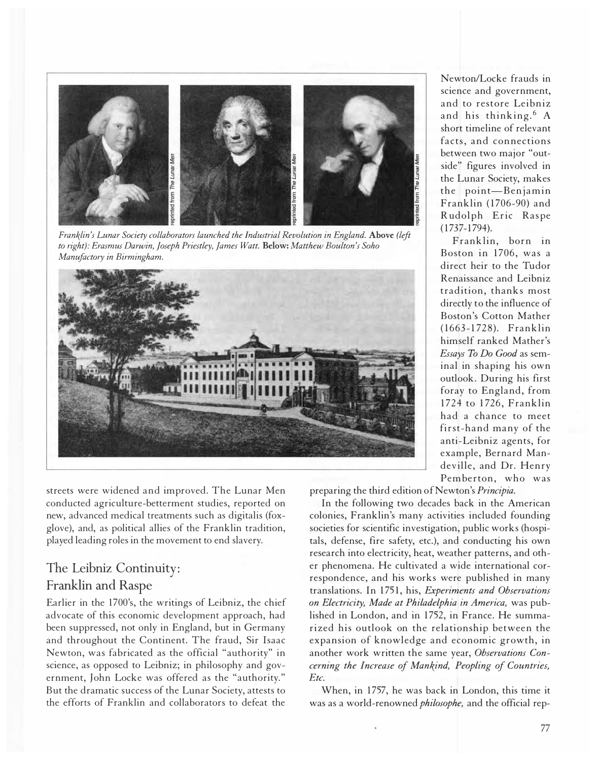*Franklin's Lunar Society collaborators launched the Industrial Revolution in England.* **Above** *(left to right): Erasmus Darwin, Joseph Priestley, James Watt.* **Below:** *Matthew Boulton's Soho Manufactory in Birmingham.*

streets were widened and improved. The Lunar Men conducted agriculture-betterment studies, reported on new, advanced medical treatments such as digitalis (foxglove), and, as political allies of the Franklin tradition, played leading roles in the movement to end slavery.

## The Leibniz Continuity: Franklin and Raspe

Earlier in the 1700's, the writings of Leibniz, the chief advocate of this economic development approach, had been suppressed, not only in England, but in Germany and throughout the Continent. The fraud, Sir Isaac Newton, was fabricated as the official "authority" in science, as opposed to Leibniz; in philosophy and government, John Locke was offered as the "authority." But the dramatic success of the Lunar Society, attests to the efforts of Franklin and collaborators to defeat the Newton/Locke frauds in science and government, and to restore Leibniz and his thinking.[6] A short timeline of relevant facts, and connections between two major "outside" figures involved in the Lunar Society, makes the point—Benjamin Franklin (1706-90) and Rudolph Eric Raspe (1737-1794).

Franklin, born in Boston in 1706, was a direct heir to the Tudor Renaissance and Leibniz tradition, thanks most directly to the influence of Boston's Cotton Mather (1663-1728). Franklin himself ranked Mather's *Essays To Do Good* as seminal in shaping his own outlook. During his first foray to England, from 1724 to 1726, Franklin had a chance to meet first-hand many of the anti-Leibniz agents, for example, Bernard Mandeville, and Dr. Henry Pemberton, who was preparing the third edition of Newton's *Principia.*

In the following two decades back in the American colonies, Franklin's many activities included founding societies for scientific investigation, public works (hospitals, defense, fire safety, etc.), and conducting his own research into electricity, heat, weather patterns, and other phenomena. He cultivated a wide international correspondence, and his works were published in many translations. In 1751, his, *Experiments and Observations on Electricity, Made at Philadelphia in America,* was published in London, and in 1752, in France. He summarized his outlook on the relationship between the expansion of knowledge and economic growth, in another work written the same year, *Observations Concerning the Increase of Mankind, Peopling of Countries, Etc.*

When, in 1757, he was back in London, this time it was as a world-renowned *philosophe,* and the official rep-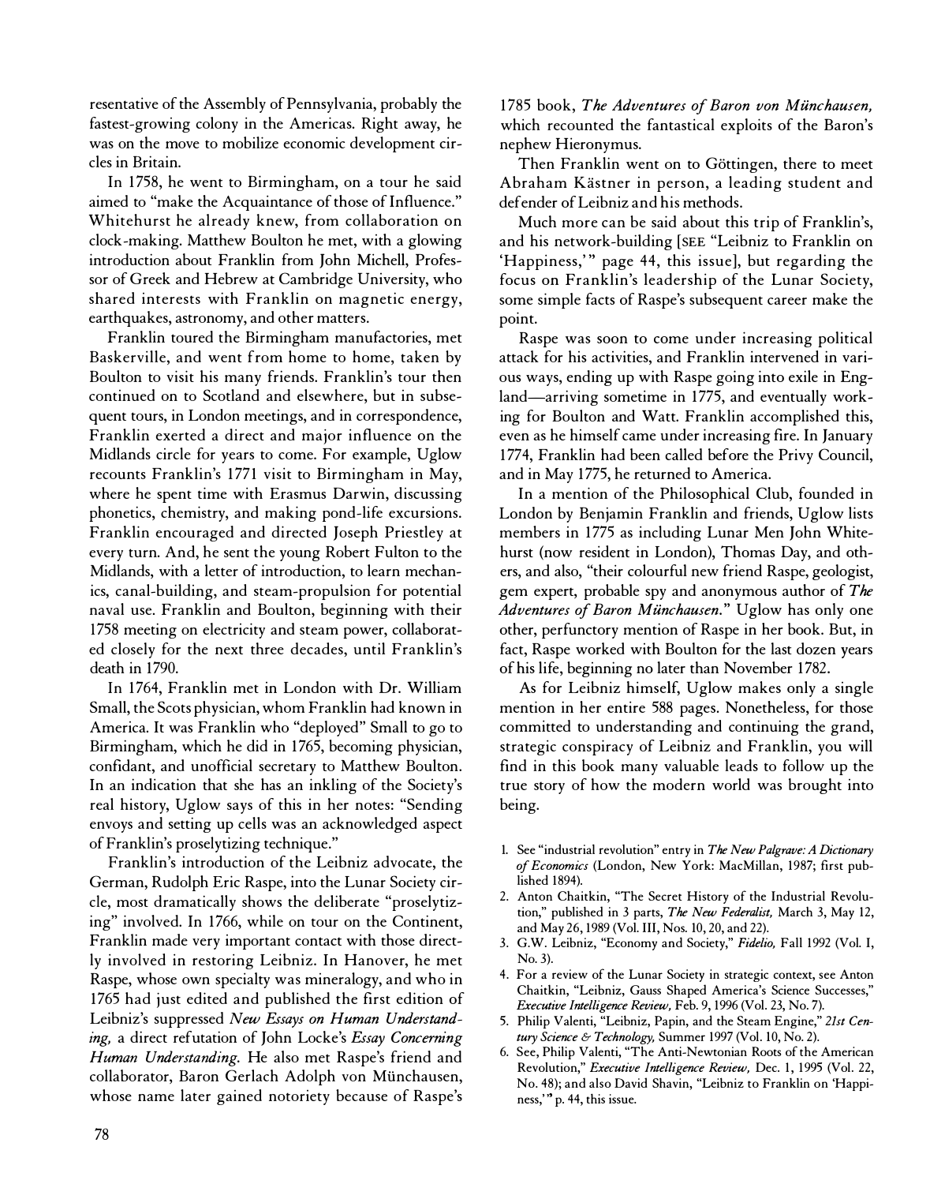resentative of the Assembly of Pennsylvania, probably the fastest-growing colony in the Americas. Right away, he was on the move to mobilize economic development circles in Britain.

In 1758, he went to Birmingham, on a tour he said aimed to "make the Acquaintance of those of Influence." Whitehurst he already knew, from collaboration on clock-making. Matthew Boulton he met, with a glowing introduction about Franklin from John Michell, Professor of Greek and Hebrew at Cambridge University, who shared interests with Franklin on magnetic energy, earthquakes, astronomy, and other matters.

Franklin toured the Birmingham manufactories, met Baskerville, and went from home to home, taken by Boulton to visit his many friends. Franklin's tour then continued on to Scotland and elsewhere, but in subsequent tours, in London meetings, and in correspondence, Franklin exerted a direct and major influence on the Midlands circle for years to come. For example, Uglow recounts Franklin's 1771 visit to Birmingham in May, where he spent time with Erasmus Darwin, discussing phonetics, chemistry, and making pond-life excursions. Franklin encouraged and directed Joseph Priestley at every turn. And, he sent the young Robert Fulton to the Midlands, with a letter of introduction, to learn mechanics, canal-building, and steam-propulsion for potential naval use. Franklin and Boulton, beginning with their 1758 meeting on electricity and steam power, collaborated closely for the next three decades, until Franklin's death in 1790.

In 1764, Franklin met in London with Dr. William Small, the Scots physician, whom Franklin had known in America. It was Franklin who "deployed" Small to go to Birmingham, which he did in 1765, becoming physician, confidant, and unofficial secretary to Matthew Boulton. In an indication that she has an inkling of the Society's real history, Uglow says of this in her notes: "Sending envoys and setting up cells was an acknowledged aspect of Franklin's proselytizing technique."

Franklin's introduction of the Leibniz advocate, the German, Rudolph Eric Raspe, into the Lunar Society circle, most dramatically shows the deliberate "proselytizing" involved. In 1766, while on tour on the Continent, Franklin made very important contact with those directly involved in restoring Leibniz. In Hanover, he met Raspe, whose own specialty was mineralogy, and who in 1765 had just edited and published the first edition of Leibniz's suppressed *New Essays on Human Understanding,* a direct refutation of John Locke's *Essay Concerning Human Understanding.* He also met Raspe's friend and collaborator, Baron Gerlach Adolph von Münchausen, whose name later gained notoriety because of Raspe's 1785 book, *The Adventures of Baron von Münchausen,* which recounted the fantastical exploits of the Baron's nephew Hieronymus.

Then Franklin went on to Göttingen, there to meet Abraham Kästner in person, a leading student and defender of Leibniz and his methods.

Much more can be said about this trip of Franklin's, and his network-building [SEE "Leibniz to Franklin on 'Happiness,'" page 44, this issue], but regarding the focus on Franklin's leadership of the Lunar Society, some simple facts of Raspe's subsequent career make the point.

Raspe was soon to come under increasing political attack for his activities, and Franklin intervened in various ways, ending up with Raspe going into exile in England—arriving sometime in 1775, and eventually working for Boulton and Watt. Franklin accomplished this, even as he himself came under increasing fire. In January 1774, Franklin had been called before the Privy Council, and in May 1775, he returned to America.

In a mention of the Philosophical Club, founded in London by Benjamin Franklin and friends, Uglow lists members in 1775 as including Lunar Men John Whitehurst (now resident in London), Thomas Day, and others, and also, "their colourful new friend Raspe, geologist, gem expert, probable spy and anonymous author of *The Adventures of Baron Münchausen.*" Uglow has only one other, perfunctory mention of Raspe in her book. But, in fact, Raspe worked with Boulton for the last dozen years of his life, beginning no later than November 1782.

As for Leibniz himself, Uglow makes only a single mention in her entire 588 pages. Nonetheless, for those committed to understanding and continuing the grand, strategic conspiracy of Leibniz and Franklin, you will find in this book many valuable leads to follow up the true story of how the modern world was brought into being.

1. See "industrial revolution" entry in *The New Palgrave: A Dictionary of Economics* (London, New York: MacMillan, 1987; first published 1894).
2. Anton Chaitkin, "The Secret History of the Industrial Revolution," published in 3 parts, *The New Federalist,* March 3, May 12, and May 26, 1989 (Vol. III, Nos. 10, 20, and 22).
3. G.W. Leibniz, "Economy and Society," *Fidelio,* Fall 1992 (Vol. I, No. 3).
4. For a review of the Lunar Society in strategic context, see Anton Chaitkin, "Leibniz, Gauss Shaped America's Science Successes," *Executive Intelligence Review,* Feb. 9, 1996 (Vol. 23, No. 7).
5. Philip Valenti, "Leibniz, Papin, and the Steam Engine," *21st Century Science & Technology,* Summer 1997 (Vol. 10, No. 2).
6. See, Philip Valenti, "The Anti-Newtonian Roots of the American Revolution," *Executive Intelligence Review,* Dec. 1, 1995 (Vol. 22, No. 48); and also David Shavin, "Leibniz to Franklin on 'Happiness,'" p. 44, this issue.